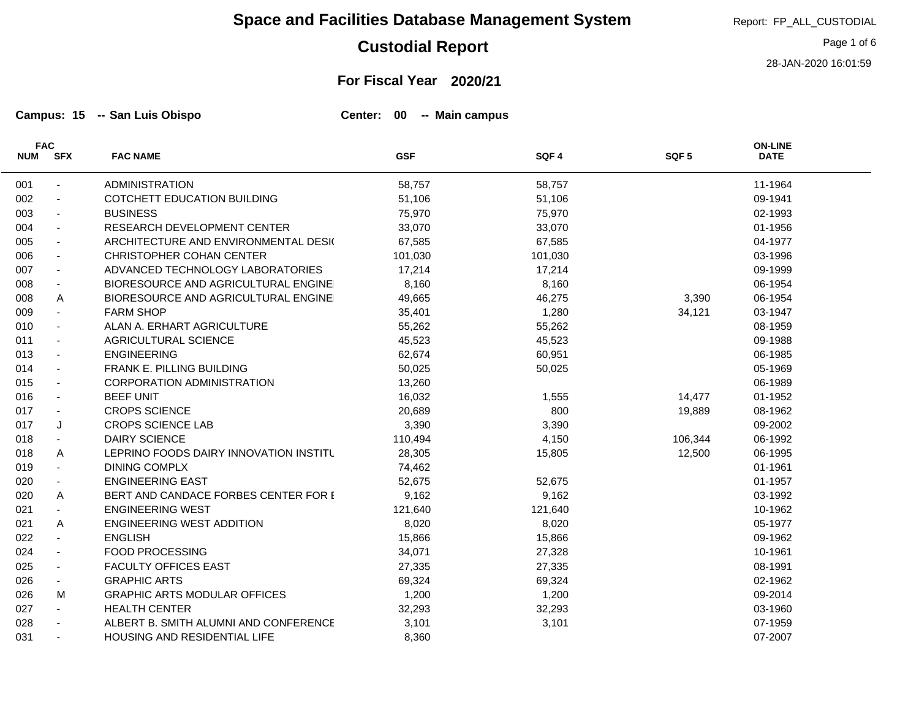# Space and Facilities Database Management System

## Custodial Report

Report: FP_ALL_CUSTODIAL

28-JAN-2020 16:01:59

### For Fiscal Year 2020/21

**Campus: 15 -- San Luis Obispo** **Center: 00 -- Main campus**

| FAC NUM | FAC SFX | FAC NAME | GSF | SQF 4 | SQF 5 | ON-LINE DATE |
|---|---|---|---|---|---|---|
| 001 | - | ADMINISTRATION | 58,757 | 58,757 | | 11-1964 |
| 002 | - | COTCHETT EDUCATION BUILDING | 51,106 | 51,106 | | 09-1941 |
| 003 | - | BUSINESS | 75,970 | 75,970 | | 02-1993 |
| 004 | - | RESEARCH DEVELOPMENT CENTER | 33,070 | 33,070 | | 01-1956 |
| 005 | - | ARCHITECTURE AND ENVIRONMENTAL DESI( | 67,585 | 67,585 | | 04-1977 |
| 006 | - | CHRISTOPHER COHAN CENTER | 101,030 | 101,030 | | 03-1996 |
| 007 | - | ADVANCED TECHNOLOGY LABORATORIES | 17,214 | 17,214 | | 09-1999 |
| 008 | - | BIORESOURCE AND AGRICULTURAL ENGINE | 8,160 | 8,160 | | 06-1954 |
| 008 | A | BIORESOURCE AND AGRICULTURAL ENGINE | 49,665 | 46,275 | 3,390 | 06-1954 |
| 009 | - | FARM SHOP | 35,401 | 1,280 | 34,121 | 03-1947 |
| 010 | - | ALAN A. ERHART AGRICULTURE | 55,262 | 55,262 | | 08-1959 |
| 011 | - | AGRICULTURAL SCIENCE | 45,523 | 45,523 | | 09-1988 |
| 013 | - | ENGINEERING | 62,674 | 60,951 | | 06-1985 |
| 014 | - | FRANK E. PILLING BUILDING | 50,025 | 50,025 | | 05-1969 |
| 015 | - | CORPORATION ADMINISTRATION | 13,260 | | | 06-1989 |
| 016 | - | BEEF UNIT | 16,032 | 1,555 | 14,477 | 01-1952 |
| 017 | - | CROPS SCIENCE | 20,689 | 800 | 19,889 | 08-1962 |
| 017 | J | CROPS SCIENCE LAB | 3,390 | 3,390 | | 09-2002 |
| 018 | - | DAIRY SCIENCE | 110,494 | 4,150 | 106,344 | 06-1992 |
| 018 | A | LEPRINO FOODS DAIRY INNOVATION INSTITU | 28,305 | 15,805 | 12,500 | 06-1995 |
| 019 | - | DINING COMPLX | 74,462 | | | 01-1961 |
| 020 | - | ENGINEERING EAST | 52,675 | 52,675 | | 01-1957 |
| 020 | A | BERT AND CANDACE FORBES CENTER FOR E | 9,162 | 9,162 | | 03-1992 |
| 021 | - | ENGINEERING WEST | 121,640 | 121,640 | | 10-1962 |
| 021 | A | ENGINEERING WEST ADDITION | 8,020 | 8,020 | | 05-1977 |
| 022 | - | ENGLISH | 15,866 | 15,866 | | 09-1962 |
| 024 | - | FOOD PROCESSING | 34,071 | 27,328 | | 10-1961 |
| 025 | - | FACULTY OFFICES EAST | 27,335 | 27,335 | | 08-1991 |
| 026 | - | GRAPHIC ARTS | 69,324 | 69,324 | | 02-1962 |
| 026 | M | GRAPHIC ARTS MODULAR OFFICES | 1,200 | 1,200 | | 09-2014 |
| 027 | - | HEALTH CENTER | 32,293 | 32,293 | | 03-1960 |
| 028 | - | ALBERT B. SMITH ALUMNI AND CONFERENCE | 3,101 | 3,101 | | 07-1959 |
| 031 | - | HOUSING AND RESIDENTIAL LIFE | 8,360 | | | 07-2007 |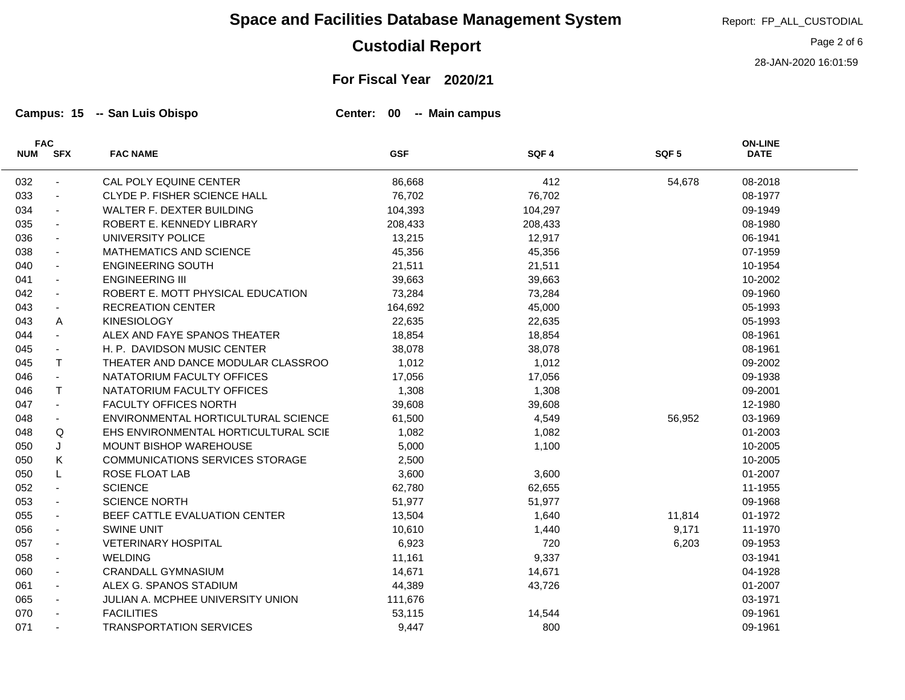# Space and Facilities Database Management System

## Custodial Report

Report: FP_ALL_CUSTODIAL

28-JAN-2020 16:01:59

### For Fiscal Year 2020/21

**Campus: 15 -- San Luis Obispo** **Center: 00 -- Main campus**

| FAC NUM | FAC SFX | FAC NAME | GSF | SQF 4 | SQF 5 | ON-LINE DATE |
|---|---|---|---|---|---|---|
| 032 | - | CAL POLY EQUINE CENTER | 86,668 | 412 | 54,678 | 08-2018 |
| 033 | - | CLYDE P. FISHER SCIENCE HALL | 76,702 | 76,702 | | 08-1977 |
| 034 | - | WALTER F. DEXTER BUILDING | 104,393 | 104,297 | | 09-1949 |
| 035 | - | ROBERT E. KENNEDY LIBRARY | 208,433 | 208,433 | | 08-1980 |
| 036 | - | UNIVERSITY POLICE | 13,215 | 12,917 | | 06-1941 |
| 038 | - | MATHEMATICS AND SCIENCE | 45,356 | 45,356 | | 07-1959 |
| 040 | - | ENGINEERING SOUTH | 21,511 | 21,511 | | 10-1954 |
| 041 | - | ENGINEERING III | 39,663 | 39,663 | | 10-2002 |
| 042 | - | ROBERT E. MOTT PHYSICAL EDUCATION | 73,284 | 73,284 | | 09-1960 |
| 043 | - | RECREATION CENTER | 164,692 | 45,000 | | 05-1993 |
| 043 | A | KINESIOLOGY | 22,635 | 22,635 | | 05-1993 |
| 044 | - | ALEX AND FAYE SPANOS THEATER | 18,854 | 18,854 | | 08-1961 |
| 045 | - | H. P. DAVIDSON MUSIC CENTER | 38,078 | 38,078 | | 08-1961 |
| 045 | T | THEATER AND DANCE MODULAR CLASSROO | 1,012 | 1,012 | | 09-2002 |
| 046 | - | NATATORIUM FACULTY OFFICES | 17,056 | 17,056 | | 09-1938 |
| 046 | T | NATATORIUM FACULTY OFFICES | 1,308 | 1,308 | | 09-2001 |
| 047 | - | FACULTY OFFICES NORTH | 39,608 | 39,608 | | 12-1980 |
| 048 | - | ENVIRONMENTAL HORTICULTURAL SCIENCE | 61,500 | 4,549 | 56,952 | 03-1969 |
| 048 | Q | EHS ENVIRONMENTAL HORTICULTURAL SCIE | 1,082 | 1,082 | | 01-2003 |
| 050 | J | MOUNT BISHOP WAREHOUSE | 5,000 | 1,100 | | 10-2005 |
| 050 | K | COMMUNICATIONS SERVICES STORAGE | 2,500 | | | 10-2005 |
| 050 | L | ROSE FLOAT LAB | 3,600 | 3,600 | | 01-2007 |
| 052 | - | SCIENCE | 62,780 | 62,655 | | 11-1955 |
| 053 | - | SCIENCE NORTH | 51,977 | 51,977 | | 09-1968 |
| 055 | - | BEEF CATTLE EVALUATION CENTER | 13,504 | 1,640 | 11,814 | 01-1972 |
| 056 | - | SWINE UNIT | 10,610 | 1,440 | 9,171 | 11-1970 |
| 057 | - | VETERINARY HOSPITAL | 6,923 | 720 | 6,203 | 09-1953 |
| 058 | - | WELDING | 11,161 | 9,337 | | 03-1941 |
| 060 | - | CRANDALL GYMNASIUM | 14,671 | 14,671 | | 04-1928 |
| 061 | - | ALEX G. SPANOS STADIUM | 44,389 | 43,726 | | 01-2007 |
| 065 | - | JULIAN A. MCPHEE UNIVERSITY UNION | 111,676 | | | 03-1971 |
| 070 | - | FACILITIES | 53,115 | 14,544 | | 09-1961 |
| 071 | - | TRANSPORTATION SERVICES | 9,447 | 800 | | 09-1961 |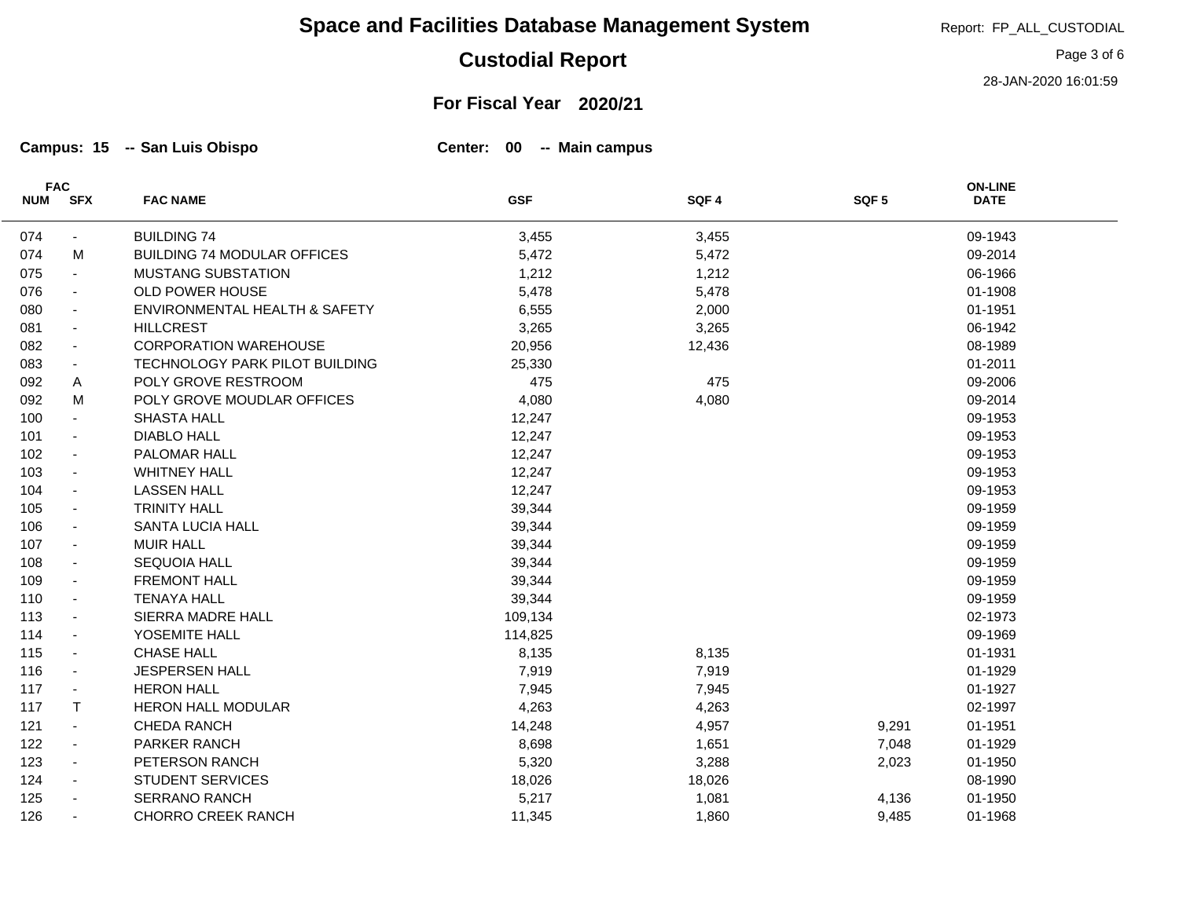# Space and Facilities Database Management System

## Custodial Report

Report: FP_ALL_CUSTODIAL

28-JAN-2020 16:01:59

### For Fiscal Year 2020/21

**Campus: 15 -- San Luis Obispo** **Center: 00 -- Main campus**

| FAC NUM | FAC SFX | FAC NAME | GSF | SQF 4 | SQF 5 | ON-LINE DATE |
|---|---|---|---|---|---|---|
| 074 | - | BUILDING 74 | 3,455 | 3,455 | | 09-1943 |
| 074 | M | BUILDING 74 MODULAR OFFICES | 5,472 | 5,472 | | 09-2014 |
| 075 | - | MUSTANG SUBSTATION | 1,212 | 1,212 | | 06-1966 |
| 076 | - | OLD POWER HOUSE | 5,478 | 5,478 | | 01-1908 |
| 080 | - | ENVIRONMENTAL HEALTH & SAFETY | 6,555 | 2,000 | | 01-1951 |
| 081 | - | HILLCREST | 3,265 | 3,265 | | 06-1942 |
| 082 | - | CORPORATION WAREHOUSE | 20,956 | 12,436 | | 08-1989 |
| 083 | - | TECHNOLOGY PARK PILOT BUILDING | 25,330 | | | 01-2011 |
| 092 | A | POLY GROVE RESTROOM | 475 | 475 | | 09-2006 |
| 092 | M | POLY GROVE MOUDLAR OFFICES | 4,080 | 4,080 | | 09-2014 |
| 100 | - | SHASTA HALL | 12,247 | | | 09-1953 |
| 101 | - | DIABLO HALL | 12,247 | | | 09-1953 |
| 102 | - | PALOMAR HALL | 12,247 | | | 09-1953 |
| 103 | - | WHITNEY HALL | 12,247 | | | 09-1953 |
| 104 | - | LASSEN HALL | 12,247 | | | 09-1953 |
| 105 | - | TRINITY HALL | 39,344 | | | 09-1959 |
| 106 | - | SANTA LUCIA HALL | 39,344 | | | 09-1959 |
| 107 | - | MUIR HALL | 39,344 | | | 09-1959 |
| 108 | - | SEQUOIA HALL | 39,344 | | | 09-1959 |
| 109 | - | FREMONT HALL | 39,344 | | | 09-1959 |
| 110 | - | TENAYA HALL | 39,344 | | | 09-1959 |
| 113 | - | SIERRA MADRE HALL | 109,134 | | | 02-1973 |
| 114 | - | YOSEMITE HALL | 114,825 | | | 09-1969 |
| 115 | - | CHASE HALL | 8,135 | 8,135 | | 01-1931 |
| 116 | - | JESPERSEN HALL | 7,919 | 7,919 | | 01-1929 |
| 117 | - | HERON HALL | 7,945 | 7,945 | | 01-1927 |
| 117 | T | HERON HALL MODULAR | 4,263 | 4,263 | | 02-1997 |
| 121 | - | CHEDA RANCH | 14,248 | 4,957 | 9,291 | 01-1951 |
| 122 | - | PARKER RANCH | 8,698 | 1,651 | 7,048 | 01-1929 |
| 123 | - | PETERSON RANCH | 5,320 | 3,288 | 2,023 | 01-1950 |
| 124 | - | STUDENT SERVICES | 18,026 | 18,026 | | 08-1990 |
| 125 | - | SERRANO RANCH | 5,217 | 1,081 | 4,136 | 01-1950 |
| 126 | - | CHORRO CREEK RANCH | 11,345 | 1,860 | 9,485 | 01-1968 |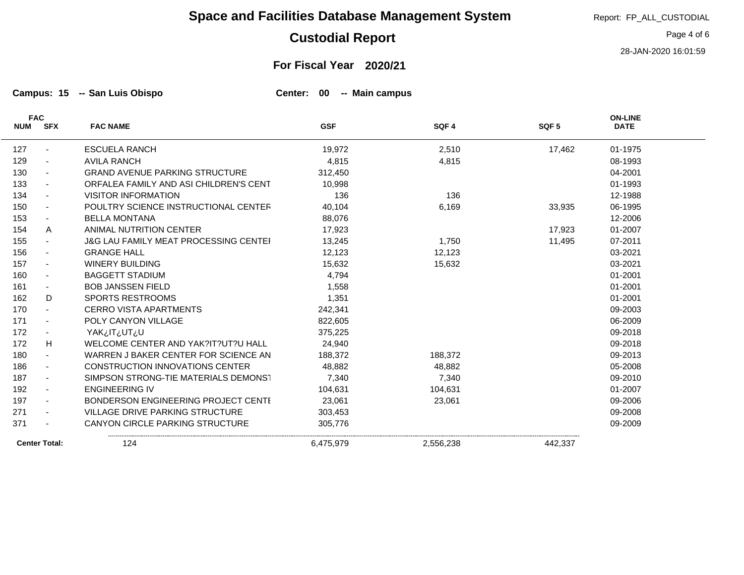# Space and Facilities Database Management System

## Custodial Report

Report: FP_ALL_CUSTODIAL

28-JAN-2020 16:01:59

### For Fiscal Year 2020/21

**Campus: 15 -- San Luis Obispo** **Center: 00 -- Main campus**

| FAC NUM | FAC SFX | FAC NAME | GSF | SQF 4 | SQF 5 | ON-LINE DATE |
|---|---|---|---|---|---|---|
| 127 | - | ESCUELA RANCH | 19,972 | 2,510 | 17,462 | 01-1975 |
| 129 | - | AVILA RANCH | 4,815 | 4,815 | | 08-1993 |
| 130 | - | GRAND AVENUE PARKING STRUCTURE | 312,450 | | | 04-2001 |
| 133 | - | ORFALEA FAMILY AND ASI CHILDREN'S CENT | 10,998 | | | 01-1993 |
| 134 | - | VISITOR INFORMATION | 136 | 136 | | 12-1988 |
| 150 | - | POULTRY SCIENCE INSTRUCTIONAL CENTER | 40,104 | 6,169 | 33,935 | 06-1995 |
| 153 | - | BELLA MONTANA | 88,076 | | | 12-2006 |
| 154 | A | ANIMAL NUTRITION CENTER | 17,923 | | 17,923 | 01-2007 |
| 155 | - | J&G LAU FAMILY MEAT PROCESSING CENTEI | 13,245 | 1,750 | 11,495 | 07-2011 |
| 156 | - | GRANGE HALL | 12,123 | 12,123 | | 03-2021 |
| 157 | - | WINERY BUILDING | 15,632 | 15,632 | | 03-2021 |
| 160 | - | BAGGETT STADIUM | 4,794 | | | 01-2001 |
| 161 | - | BOB JANSSEN FIELD | 1,558 | | | 01-2001 |
| 162 | D | SPORTS RESTROOMS | 1,351 | | | 01-2001 |
| 170 | - | CERRO VISTA APARTMENTS | 242,341 | | | 09-2003 |
| 171 | - | POLY CANYON VILLAGE | 822,605 | | | 06-2009 |
| 172 | - | YAK¿IT¿UT¿U | 375,225 | | | 09-2018 |
| 172 | H | WELCOME CENTER AND YAK?IT?UT?U HALL | 24,940 | | | 09-2018 |
| 180 | - | WARREN J BAKER CENTER FOR SCIENCE AN | 188,372 | 188,372 | | 09-2013 |
| 186 | - | CONSTRUCTION INNOVATIONS CENTER | 48,882 | 48,882 | | 05-2008 |
| 187 | - | SIMPSON STRONG-TIE MATERIALS DEMONST | 7,340 | 7,340 | | 09-2010 |
| 192 | - | ENGINEERING IV | 104,631 | 104,631 | | 01-2007 |
| 197 | - | BONDERSON ENGINEERING PROJECT CENTE | 23,061 | 23,061 | | 09-2006 |
| 271 | - | VILLAGE DRIVE PARKING STRUCTURE | 303,453 | | | 09-2008 |
| 371 | - | CANYON CIRCLE PARKING STRUCTURE | 305,776 | | | 09-2009 |
| **Center Total:** | | 124 | 6,475,979 | 2,556,238 | 442,337 | |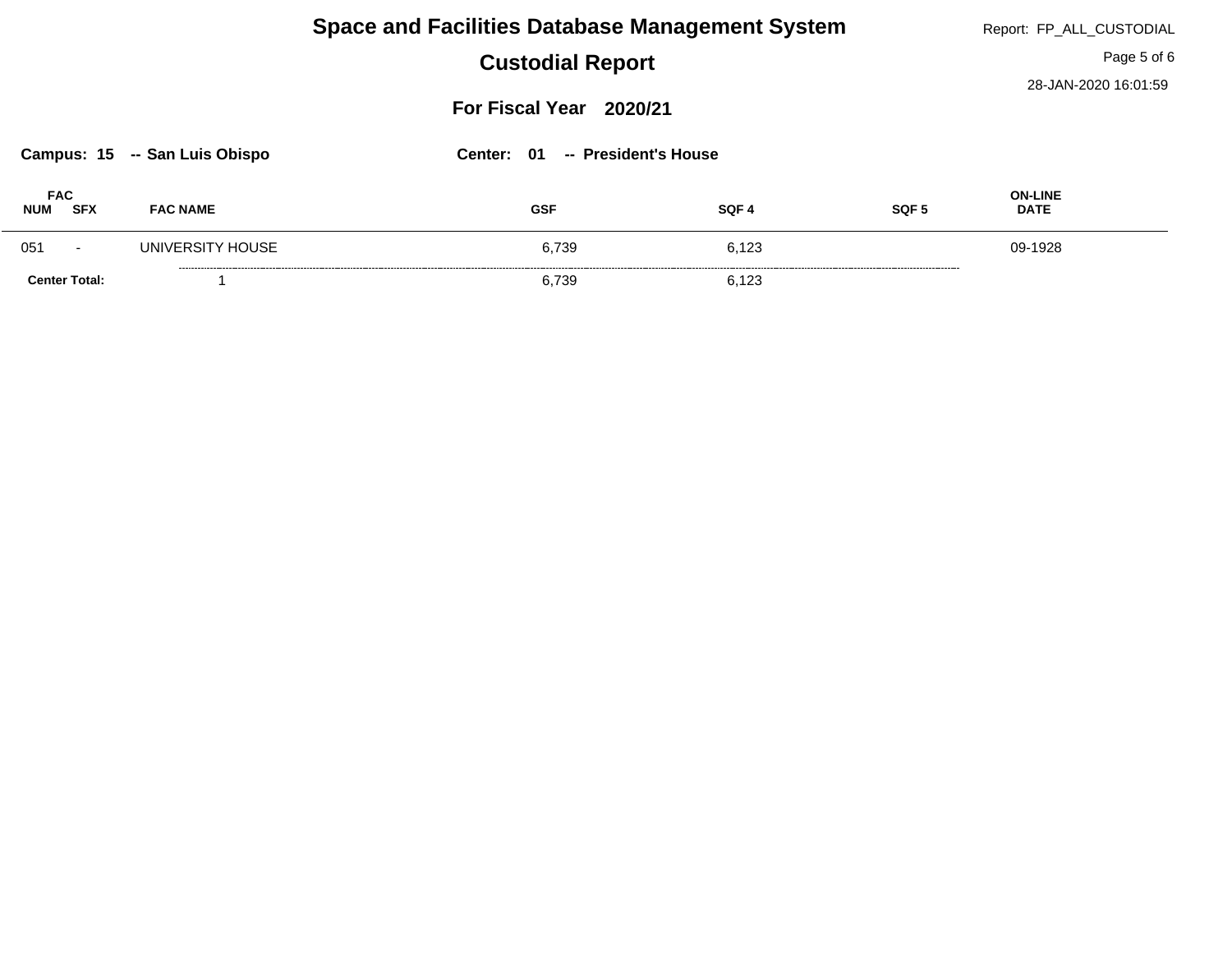# Space and Facilities Database Management System

## Custodial Report

Report: FP_ALL_CUSTODIAL

28-JAN-2020 16:01:59

### For Fiscal Year 2020/21

**Campus: 15 -- San Luis Obispo** **Center: 01 -- President's House**

| FAC NUM | FAC SFX | FAC NAME | GSF | SQF 4 | SQF 5 | ON-LINE DATE |
|---|---|---|---|---|---|---|
| 051 | - | UNIVERSITY HOUSE | 6,739 | 6,123 | | 09-1928 |
| **Center Total:** | | 1 | 6,739 | 6,123 | | |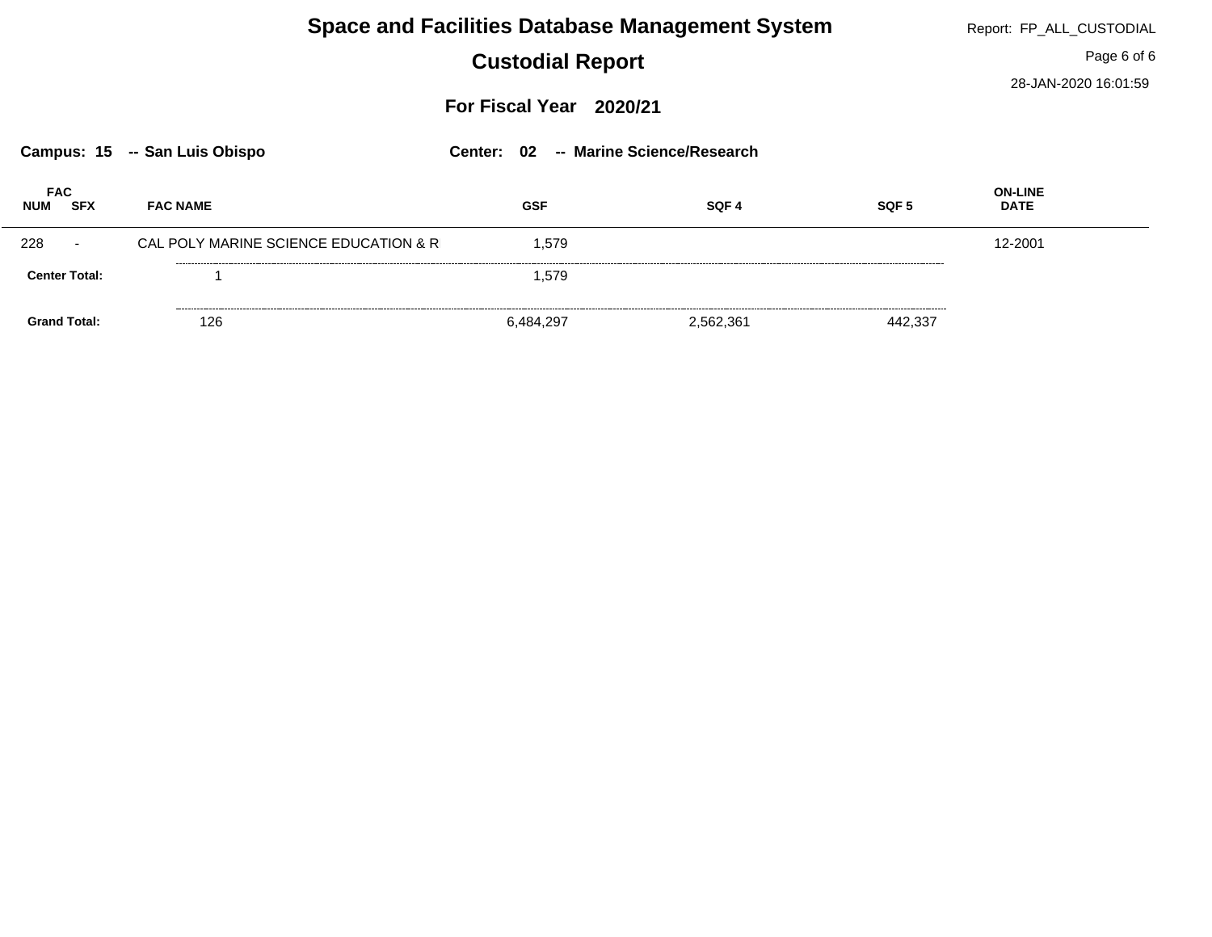# Space and Facilities Database Management System

## Custodial Report

Report: FP_ALL_CUSTODIAL

28-JAN-2020 16:01:59

### For Fiscal Year 2020/21

**Campus: 15 -- San Luis Obispo** **Center: 02 -- Marine Science/Research**

| FAC NUM | FAC SFX | FAC NAME | GSF | SQF 4 | SQF 5 | ON-LINE DATE |
|---|---|---|---|---|---|---|
| 228 | - | CAL POLY MARINE SCIENCE EDUCATION & R | 1,579 | | | 12-2001 |
| **Center Total:** | | 1 | 1,579 | | | |
| **Grand Total:** | | 126 | 6,484,297 | 2,562,361 | 442,337 | |